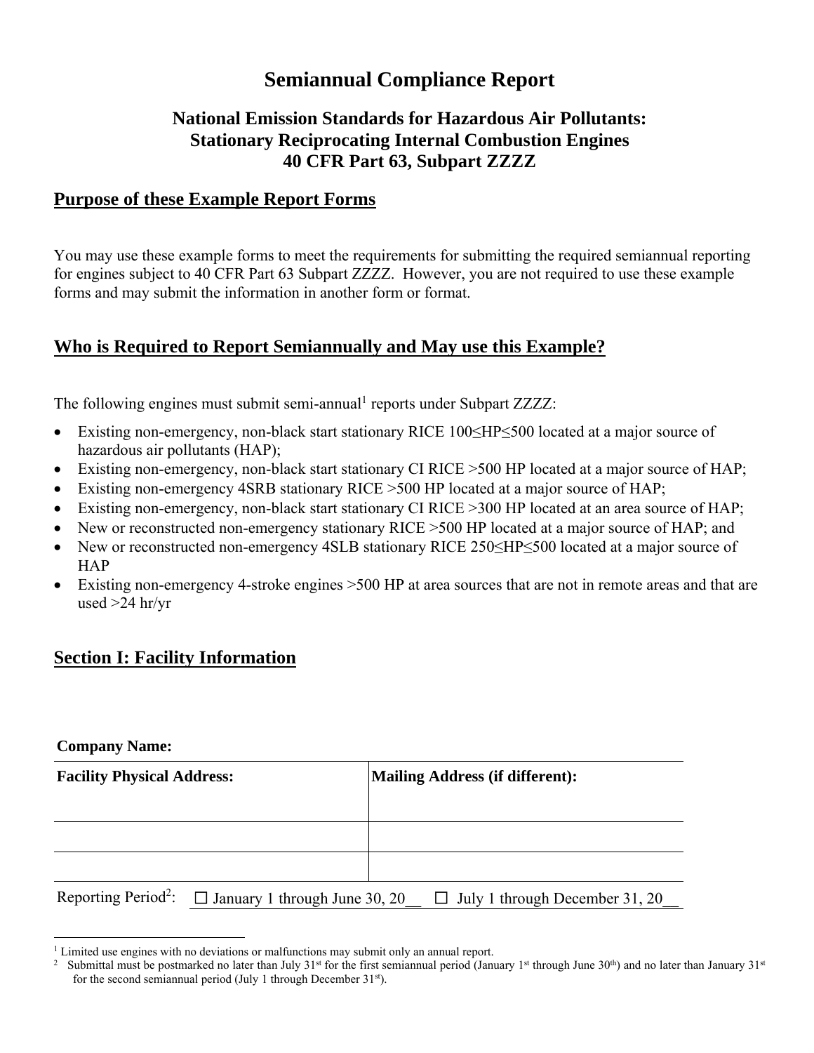# Semiannual Compliance Report

## National Emission Standards for Hazardous Air Pollutants: Stationary Reciprocating Internal Combustion Engines 40 CFR Part 63, Subpart ZZZZ

### Purpose of these Example Report Forms

You may use these example forms to meet the requirements for submitting the required semiannual reporting for engines subject to 40 CFR Part 63 Subpart ZZZZ. However, you are not required to use these example forms and may submit the information in another form or format.

### Who is Required to Report Semiannually and May use this Example?

The following engines must submit semi-annual[1] reports under Subpart ZZZZ:

- Existing non-emergency, non-black start stationary RICE 100≤HP≤500 located at a major source of hazardous air pollutants (HAP);
- Existing non-emergency, non-black start stationary CI RICE >500 HP located at a major source of HAP;
- Existing non-emergency 4SRB stationary RICE >500 HP located at a major source of HAP;
- Existing non-emergency, non-black start stationary CI RICE >300 HP located at an area source of HAP;
- New or reconstructed non-emergency stationary RICE >500 HP located at a major source of HAP; and
- New or reconstructed non-emergency 4SLB stationary RICE 250≤HP≤500 located at a major source of HAP
- Existing non-emergency 4-stroke engines >500 HP at area sources that are not in remote areas and that are used >24 hr/yr

### Section I: Facility Information

**Company Name:**

| **Facility Physical Address:** | **Mailing Address (if different):** |
|---|---|
| | |
| | |

Reporting Period[2]: ☐ January 1 through June 30, 20__ ☐ July 1 through December 31, 20__

[1] Limited use engines with no deviations or malfunctions may submit only an annual report.

[2] Submittal must be postmarked no later than July 31st for the first semiannual period (January 1st through June 30th) and no later than January 31st for the second semiannual period (July 1 through December 31st).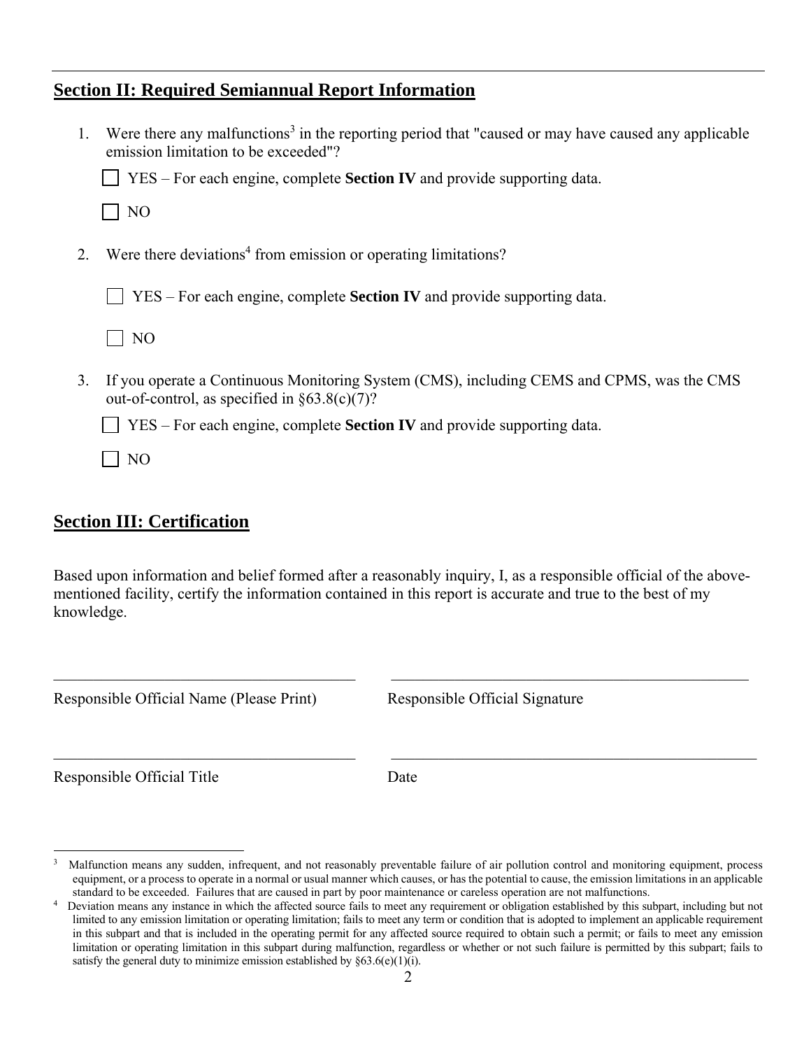## Section II: Required Semiannual Report Information

1. Were there any malfunctions[3] in the reporting period that "caused or may have caused any applicable emission limitation to be exceeded"?

   ☐ YES – For each engine, complete **Section IV** and provide supporting data.

   ☐ NO

2. Were there deviations[4] from emission or operating limitations?

   ☐ YES – For each engine, complete **Section IV** and provide supporting data.

   ☐ NO

3. If you operate a Continuous Monitoring System (CMS), including CEMS and CPMS, was the CMS out-of-control, as specified in §63.8(c)(7)?

   ☐ YES – For each engine, complete **Section IV** and provide supporting data.

   ☐ NO

## Section III: Certification

Based upon information and belief formed after a reasonably inquiry, I, as a responsible official of the above-mentioned facility, certify the information contained in this report is accurate and true to the best of my knowledge.

\_\_\_\_\_\_\_\_\_\_\_\_\_\_\_\_\_\_\_\_\_\_\_\_\_\_\_\_\_\_\_\_\_\_\_\_\_\_\_ \_\_\_\_\_\_\_\_\_\_\_\_\_\_\_\_\_\_\_\_\_\_\_\_\_\_\_\_\_\_\_\_\_\_\_\_\_\_\_\_\_\_\_\_\_\_\_

Responsible Official Name (Please Print) Responsible Official Signature

\_\_\_\_\_\_\_\_\_\_\_\_\_\_\_\_\_\_\_\_\_\_\_\_\_\_\_\_\_\_\_\_\_\_\_\_\_\_\_ \_\_\_\_\_\_\_\_\_\_\_\_\_\_\_\_\_\_\_\_\_\_\_\_\_\_\_\_\_\_\_\_\_\_\_\_\_\_\_\_\_\_\_\_\_\_\_

Responsible Official Title Date

---

[3] Malfunction means any sudden, infrequent, and not reasonably preventable failure of air pollution control and monitoring equipment, process equipment, or a process to operate in a normal or usual manner which causes, or has the potential to cause, the emission limitations in an applicable standard to be exceeded. Failures that are caused in part by poor maintenance or careless operation are not malfunctions.

[4] Deviation means any instance in which the affected source fails to meet any requirement or obligation established by this subpart, including but not limited to any emission limitation or operating limitation; fails to meet any term or condition that is adopted to implement an applicable requirement in this subpart and that is included in the operating permit for any affected source required to obtain such a permit; or fails to meet any emission limitation or operating limitation in this subpart during malfunction, regardless or whether or not such failure is permitted by this subpart; fails to satisfy the general duty to minimize emission established by §63.6(e)(1)(i).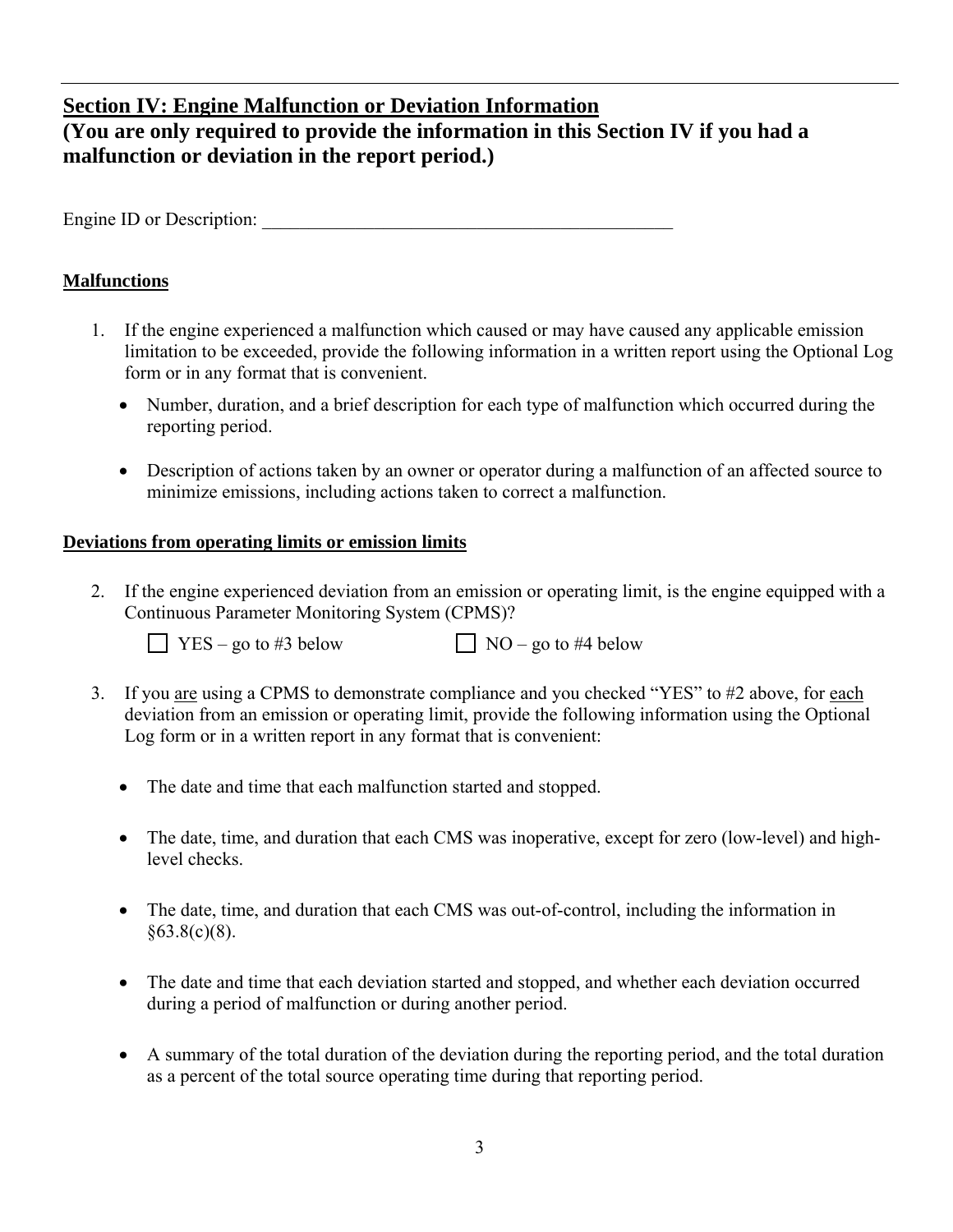## Section IV: Engine Malfunction or Deviation Information

**(You are only required to provide the information in this Section IV if you had a malfunction or deviation in the report period.)**

Engine ID or Description: _______________________________________________

**Malfunctions**

1. If the engine experienced a malfunction which caused or may have caused any applicable emission limitation to be exceeded, provide the following information in a written report using the Optional Log form or in any format that is convenient.
   - Number, duration, and a brief description for each type of malfunction which occurred during the reporting period.
   - Description of actions taken by an owner or operator during a malfunction of an affected source to minimize emissions, including actions taken to correct a malfunction.

**Deviations from operating limits or emission limits**

2. If the engine experienced deviation from an emission or operating limit, is the engine equipped with a Continuous Parameter Monitoring System (CPMS)?

   ☐ YES – go to #3 below ☐ NO – go to #4 below

3. If you are using a CPMS to demonstrate compliance and you checked "YES" to #2 above, for each deviation from an emission or operating limit, provide the following information using the Optional Log form or in a written report in any format that is convenient:
   - The date and time that each malfunction started and stopped.
   - The date, time, and duration that each CMS was inoperative, except for zero (low-level) and high-level checks.
   - The date, time, and duration that each CMS was out-of-control, including the information in §63.8(c)(8).
   - The date and time that each deviation started and stopped, and whether each deviation occurred during a period of malfunction or during another period.
   - A summary of the total duration of the deviation during the reporting period, and the total duration as a percent of the total source operating time during that reporting period.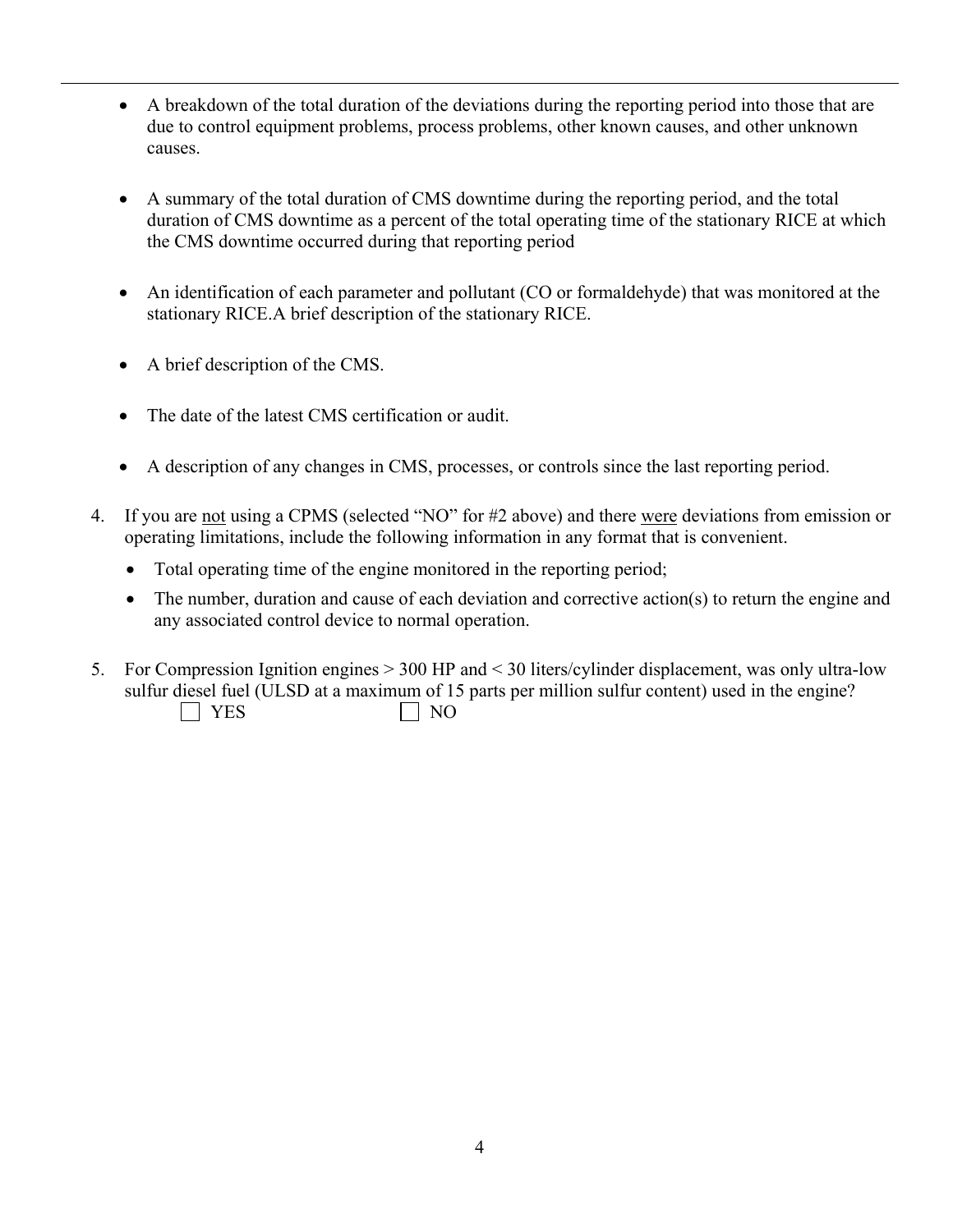- A breakdown of the total duration of the deviations during the reporting period into those that are due to control equipment problems, process problems, other known causes, and other unknown causes.

- A summary of the total duration of CMS downtime during the reporting period, and the total duration of CMS downtime as a percent of the total operating time of the stationary RICE at which the CMS downtime occurred during that reporting period

- An identification of each parameter and pollutant (CO or formaldehyde) that was monitored at the stationary RICE.A brief description of the stationary RICE.

- A brief description of the CMS.

- The date of the latest CMS certification or audit.

- A description of any changes in CMS, processes, or controls since the last reporting period.

4. If you are <u>not</u> using a CPMS (selected "NO" for #2 above) and there <u>were</u> deviations from emission or operating limitations, include the following information in any format that is convenient.
   - Total operating time of the engine monitored in the reporting period;
   - The number, duration and cause of each deviation and corrective action(s) to return the engine and any associated control device to normal operation.

5. For Compression Ignition engines > 300 HP and < 30 liters/cylinder displacement, was only ultra-low sulfur diesel fuel (ULSD at a maximum of 15 parts per million sulfur content) used in the engine?

   ☐ YES ☐ NO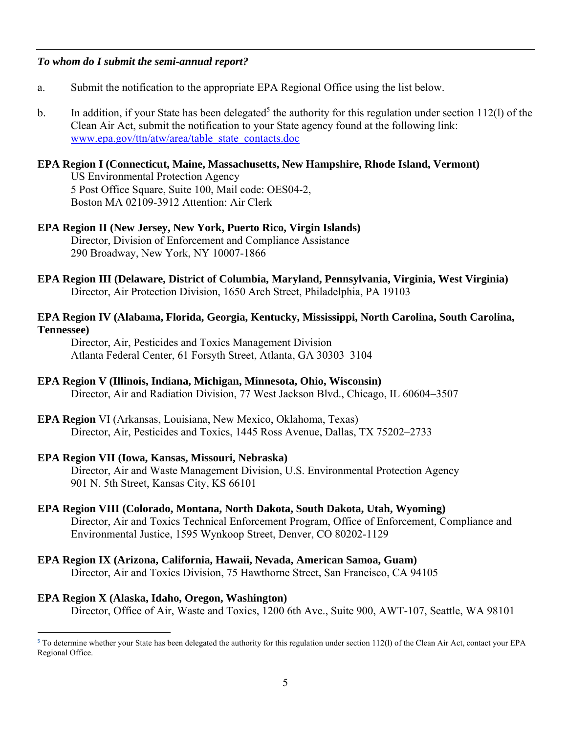***To whom do I submit the semi-annual report?***

a. Submit the notification to the appropriate EPA Regional Office using the list below.

b. In addition, if your State has been delegated[5] the authority for this regulation under section 112(l) of the Clean Air Act, submit the notification to your State agency found at the following link: www.epa.gov/ttn/atw/area/table_state_contacts.doc

**EPA Region I (Connecticut, Maine, Massachusetts, New Hampshire, Rhode Island, Vermont)**
US Environmental Protection Agency
5 Post Office Square, Suite 100, Mail code: OES04-2,
Boston MA 02109-3912 Attention: Air Clerk

**EPA Region II (New Jersey, New York, Puerto Rico, Virgin Islands)**
Director, Division of Enforcement and Compliance Assistance
290 Broadway, New York, NY 10007-1866

**EPA Region III (Delaware, District of Columbia, Maryland, Pennsylvania, Virginia, West Virginia)**
Director, Air Protection Division, 1650 Arch Street, Philadelphia, PA 19103

**EPA Region IV (Alabama, Florida, Georgia, Kentucky, Mississippi, North Carolina, South Carolina, Tennessee)**
Director, Air, Pesticides and Toxics Management Division
Atlanta Federal Center, 61 Forsyth Street, Atlanta, GA 30303–3104

**EPA Region V (Illinois, Indiana, Michigan, Minnesota, Ohio, Wisconsin)**
Director, Air and Radiation Division, 77 West Jackson Blvd., Chicago, IL 60604–3507

**EPA Region** VI (Arkansas, Louisiana, New Mexico, Oklahoma, Texas)
Director, Air, Pesticides and Toxics, 1445 Ross Avenue, Dallas, TX 75202–2733

**EPA Region VII (Iowa, Kansas, Missouri, Nebraska)**
Director, Air and Waste Management Division, U.S. Environmental Protection Agency
901 N. 5th Street, Kansas City, KS 66101

**EPA Region VIII (Colorado, Montana, North Dakota, South Dakota, Utah, Wyoming)**
Director, Air and Toxics Technical Enforcement Program, Office of Enforcement, Compliance and Environmental Justice, 1595 Wynkoop Street, Denver, CO 80202-1129

**EPA Region IX (Arizona, California, Hawaii, Nevada, American Samoa, Guam)**
Director, Air and Toxics Division, 75 Hawthorne Street, San Francisco, CA 94105

**EPA Region X (Alaska, Idaho, Oregon, Washington)**
Director, Office of Air, Waste and Toxics, 1200 6th Ave., Suite 900, AWT-107, Seattle, WA 98101

---

[5] To determine whether your State has been delegated the authority for this regulation under section 112(l) of the Clean Air Act, contact your EPA Regional Office.